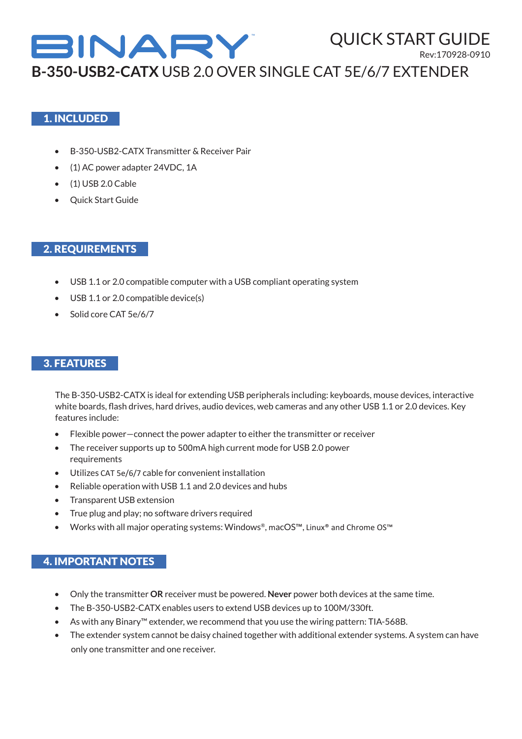BINARY™

QUICK START GUIDE

Rev:170928-0910

# **B-350-USB2-CATX** USB 2.0 OVER SINGLE CAT 5E/6/7 EXTENDER

## 1. INCLUDED

- B-350-USB2-CATX Transmitter & Receiver Pair
- (1) AC power adapter 24VDC, 1A
- (1) USB 2.0 Cable
- Quick Start Guide

## 2. REQUIREMENTS

- USB 1.1 or 2.0 compatible computer with a USB compliant operating system
- USB 1.1 or 2.0 compatible device(s)
- Solid core CAT 5e/6/7

## 3. FEATURES

The B-350-USB2-CATX is ideal for extending USB peripherals including: keyboards, mouse devices, interactive white boards, flash drives, hard drives, audio devices, web cameras and any other USB 1.1 or 2.0 devices. Key features include:

- Flexible power—connect the power adapter to either the transmitter or receiver
- The receiver supports up to 500mA high current mode for USB 2.0 power requirements
- Utilizes CAT 5e/6/7 cable for convenient installation
- Reliable operation with USB 1.1 and 2.0 devices and hubs
- Transparent USB extension
- True plug and play; no software drivers required
- Works with all major operating systems: Windows®, macOS™, Linux® and Chrome OS™

## 4. IMPORTANT NOTES

- Only the transmitter **OR** receiver must be powered. **Never** power both devices at the same time.
- The B-350-USB2-CATX enables users to extend USB devices up to 100M/330ft.
- As with any Binary™ extender, we recommend that you use the wiring pattern: TIA-568B.
- The extender system cannot be daisy chained together with additional extender systems. A system can have only one transmitter and one receiver.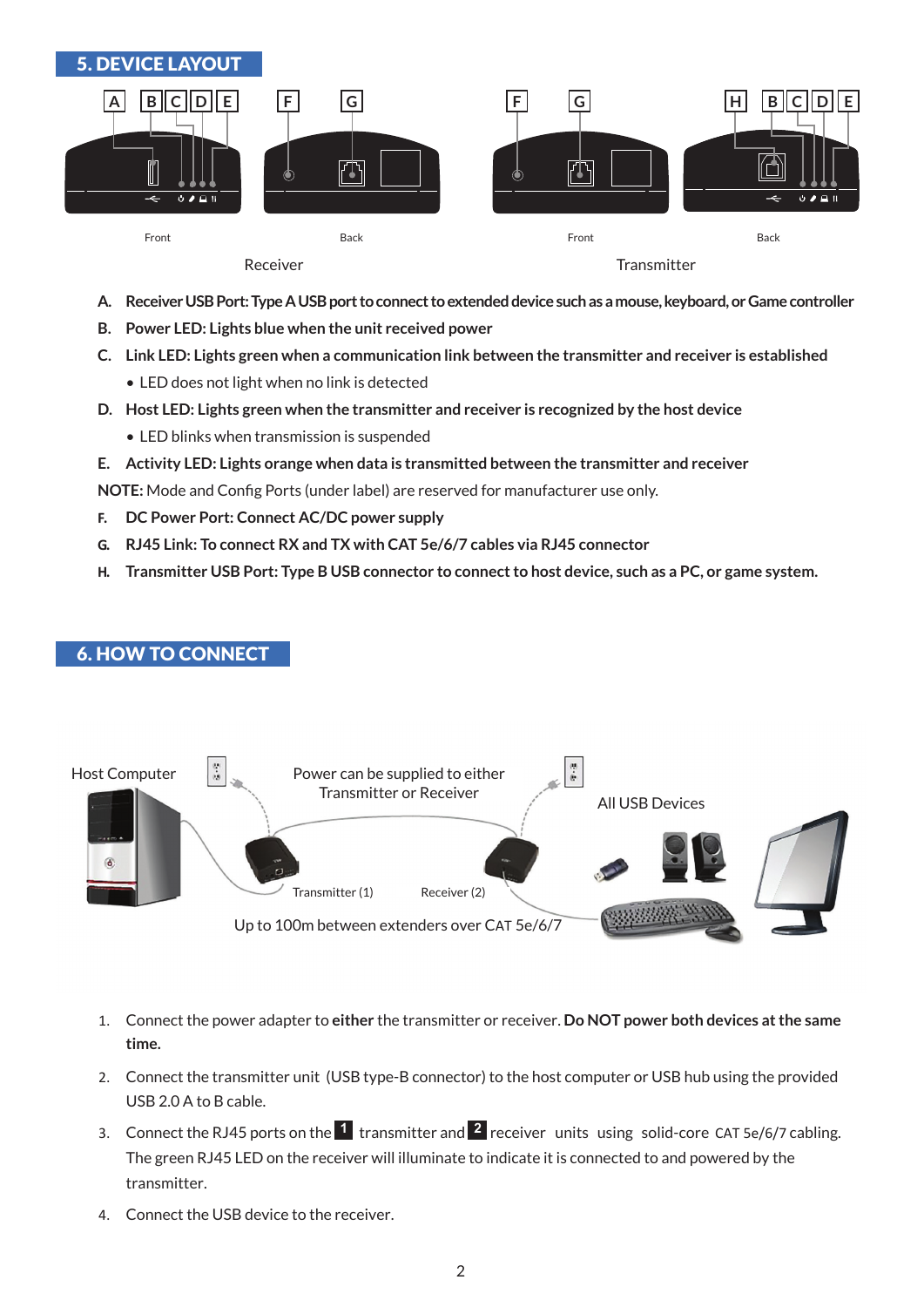## 5. DEVICE LAYOUT

A. **Receiver USB Port: Type A USB port to connect to extended device such as a mouse, keyboard, or Game controller**

B. **Power LED: Lights blue when the unit received power**

C. **Link LED: Lights green when a communication link between the transmitter and receiver is established**
   - LED does not light when no link is detected

D. **Host LED: Lights green when the transmitter and receiver is recognized by the host device**
   - LED blinks when transmission is suspended

E. **Activity LED: Lights orange when data is transmitted between the transmitter and receiver**

**NOTE:** Mode and Config Ports (under label) are reserved for manufacturer use only.

F. **DC Power Port: Connect AC/DC power supply**

G. **RJ45 Link: To connect RX and TX with CAT 5e/6/7 cables via RJ45 connector**

H. **Transmitter USB Port: Type B USB connector to connect to host device, such as a PC, or game system.**

## 6. HOW TO CONNECT

1. Connect the power adapter to **either** the transmitter or receiver. **Do NOT power both devices at the same time.**

2. Connect the transmitter unit (USB type-B connector) to the host computer or USB hub using the provided USB 2.0 A to B cable.

3. Connect the RJ45 ports on the **1** transmitter and **2** receiver units using solid-core CAT 5e/6/7 cabling. The green RJ45 LED on the receiver will illuminate to indicate it is connected to and powered by the transmitter.

4. Connect the USB device to the receiver.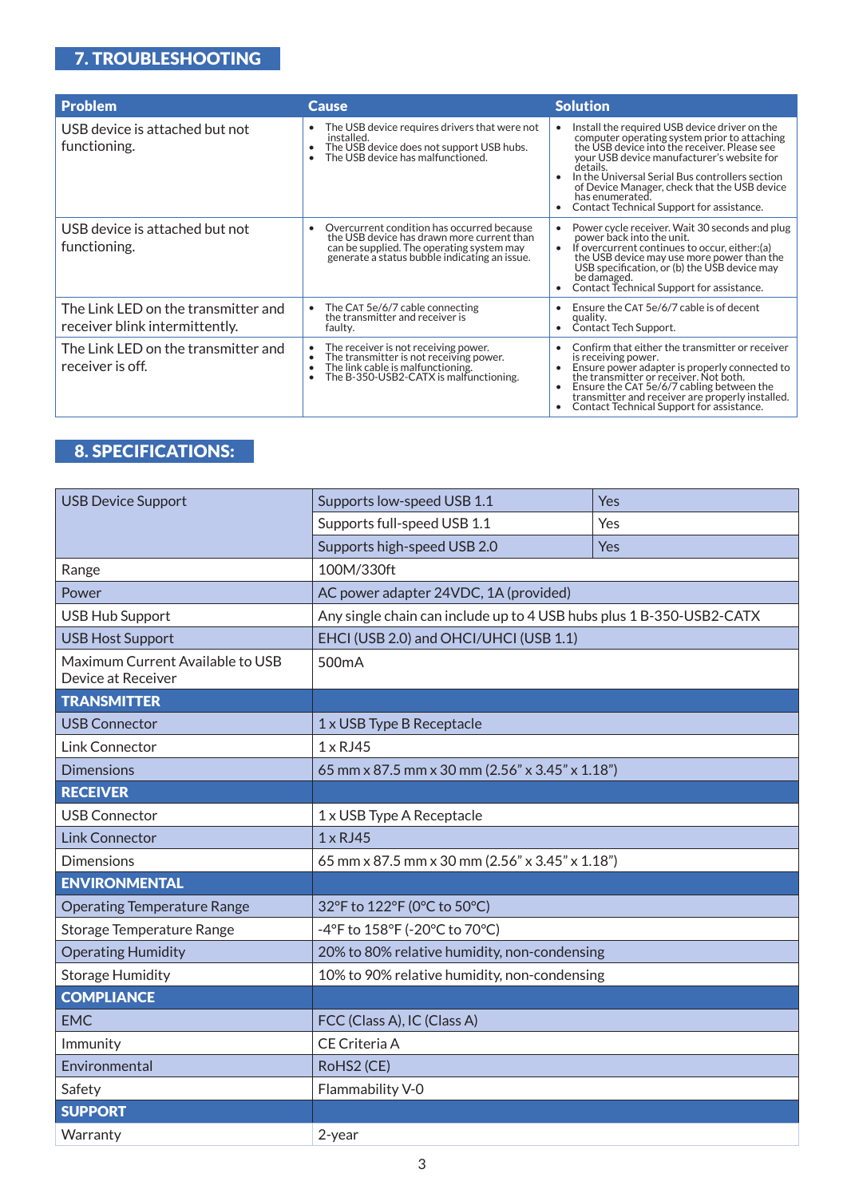## 7. TROUBLESHOOTING

| Problem | Cause | Solution |
|---|---|---|
| USB device is attached but not functioning. | • The USB device requires drivers that were not installed.<br>• The USB device does not support USB hubs.<br>• The USB device has malfunctioned. | • Install the required USB device driver on the computer operating system prior to attaching the USB device into the receiver. Please see your USB device manufacturer's website for details.<br>• In the Universal Serial Bus controllers section of Device Manager, check that the USB device has enumerated.<br>• Contact Technical Support for assistance. |
| USB device is attached but not functioning. | • Overcurrent condition has occurred because the USB device has drawn more current than can be supplied. The operating system may generate a status bubble indicating an issue. | • Power cycle receiver. Wait 30 seconds and plug power back into the unit.<br>• If overcurrent continues to occur, either:(a) the USB device may use more power than the USB specification, or (b) the USB device may be damaged.<br>• Contact Technical Support for assistance. |
| The Link LED on the transmitter and receiver blink intermittently. | • The CAT 5e/6/7 cable connecting the transmitter and receiver is faulty. | • Ensure the CAT 5e/6/7 cable is of decent quality.<br>• Contact Tech Support. |
| The Link LED on the transmitter and receiver is off. | • The receiver is not receiving power.<br>• The transmitter is not receiving power.<br>• The link cable is malfunctioning.<br>• The B-350-USB2-CATX is malfunctioning. | • Confirm that either the transmitter or receiver is receiving power.<br>• Ensure power adapter is properly connected to the transmitter or receiver. Not both.<br>• Ensure the CAT 5e/6/7 cabling between the transmitter and receiver are properly installed.<br>• Contact Technical Support for assistance. |

## 8. SPECIFICATIONS:

| | | |
|---|---|---|
| USB Device Support | Supports low-speed USB 1.1 | Yes |
| | Supports full-speed USB 1.1 | Yes |
| | Supports high-speed USB 2.0 | Yes |
| Range | 100M/330ft | |
| Power | AC power adapter 24VDC, 1A (provided) | |
| USB Hub Support | Any single chain can include up to 4 USB hubs plus 1 B-350-USB2-CATX | |
| USB Host Support | EHCI (USB 2.0) and OHCI/UHCI (USB 1.1) | |
| Maximum Current Available to USB Device at Receiver | 500mA | |
| **TRANSMITTER** | | |
| USB Connector | 1 x USB Type B Receptacle | |
| Link Connector | 1 x RJ45 | |
| Dimensions | 65 mm x 87.5 mm x 30 mm (2.56" x 3.45" x 1.18") | |
| **RECEIVER** | | |
| USB Connector | 1 x USB Type A Receptacle | |
| Link Connector | 1 x RJ45 | |
| Dimensions | 65 mm x 87.5 mm x 30 mm (2.56" x 3.45" x 1.18") | |
| **ENVIRONMENTAL** | | |
| Operating Temperature Range | 32°F to 122°F (0°C to 50°C) | |
| Storage Temperature Range | -4°F to 158°F (-20°C to 70°C) | |
| Operating Humidity | 20% to 80% relative humidity, non-condensing | |
| Storage Humidity | 10% to 90% relative humidity, non-condensing | |
| **COMPLIANCE** | | |
| EMC | FCC (Class A), IC (Class A) | |
| Immunity | CE Criteria A | |
| Environmental | RoHS2 (CE) | |
| Safety | Flammability V-0 | |
| **SUPPORT** | | |
| Warranty | 2-year | |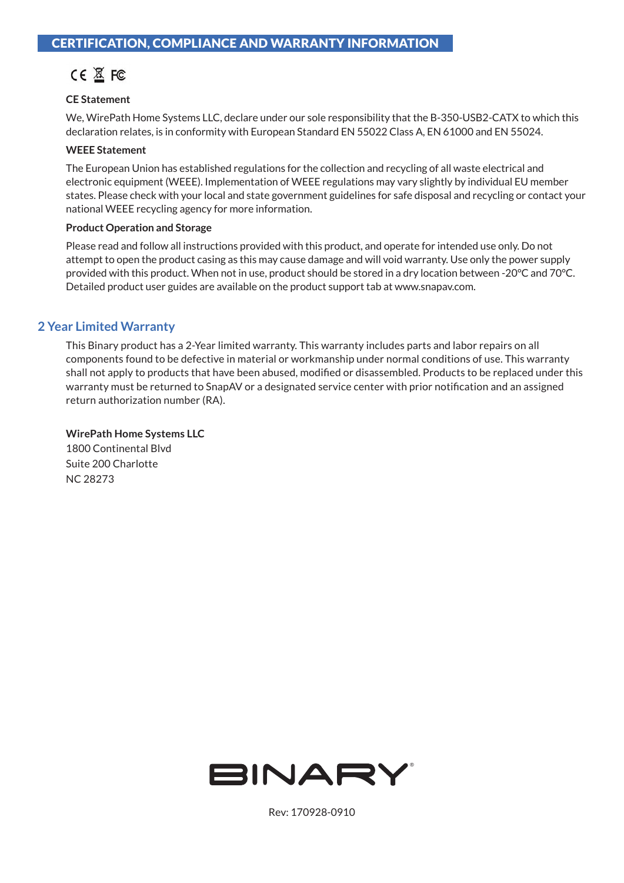## CERTIFICATION, COMPLIANCE AND WARRANTY INFORMATION

CE FC

**CE Statement**

We, WirePath Home Systems LLC, declare under our sole responsibility that the B-350-USB2-CATX to which this declaration relates, is in conformity with European Standard EN 55022 Class A, EN 61000 and EN 55024.

**WEEE Statement**

The European Union has established regulations for the collection and recycling of all waste electrical and electronic equipment (WEEE). Implementation of WEEE regulations may vary slightly by individual EU member states. Please check with your local and state government guidelines for safe disposal and recycling or contact your national WEEE recycling agency for more information.

**Product Operation and Storage**

Please read and follow all instructions provided with this product, and operate for intended use only. Do not attempt to open the product casing as this may cause damage and will void warranty. Use only the power supply provided with this product. When not in use, product should be stored in a dry location between -20°C and 70°C. Detailed product user guides are available on the product support tab at www.snapav.com.

## 2 Year Limited Warranty

This Binary product has a 2-Year limited warranty. This warranty includes parts and labor repairs on all components found to be defective in material or workmanship under normal conditions of use. This warranty shall not apply to products that have been abused, modified or disassembled. Products to be replaced under this warranty must be returned to SnapAV or a designated service center with prior notification and an assigned return authorization number (RA).

**WirePath Home Systems LLC**
1800 Continental Blvd
Suite 200 Charlotte
NC 28273

BINARY®

Rev: 170928-0910